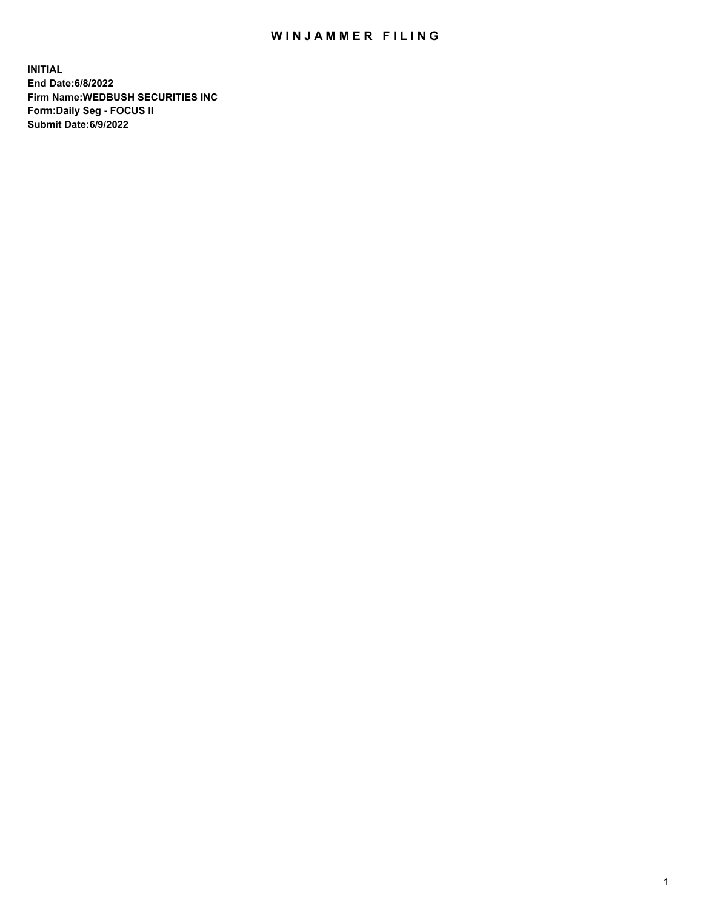# WINJAMMER FILING

**INITIAL**
**End Date:6/8/2022**
**Firm Name:WEDBUSH SECURITIES INC**
**Form:Daily Seg - FOCUS II**
**Submit Date:6/9/2022**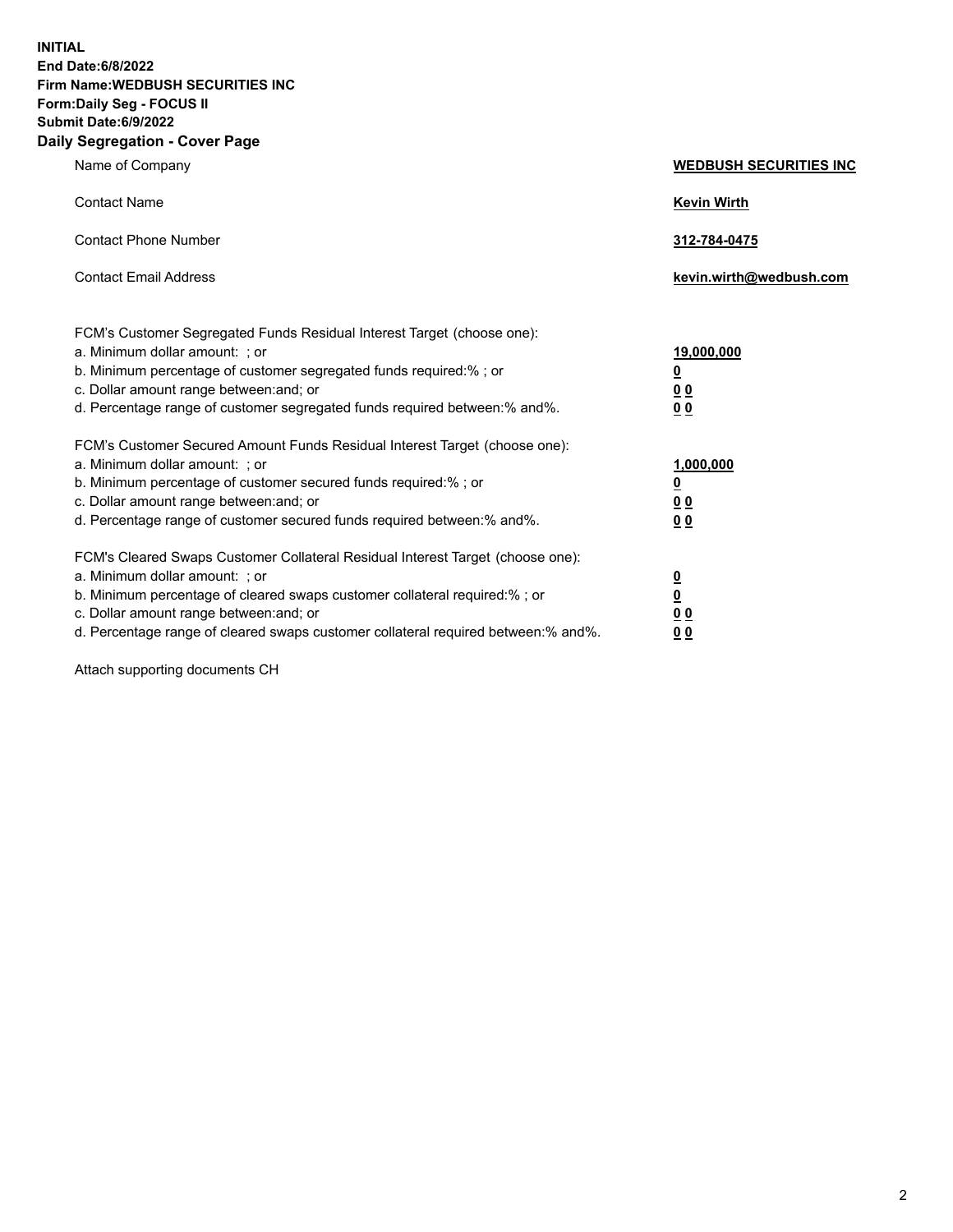**INITIAL**
**End Date:6/8/2022**
**Firm Name:WEDBUSH SECURITIES INC**
**Form:Daily Seg - FOCUS II**
**Submit Date:6/9/2022**

## Daily Segregation - Cover Page

| | |
|---|---|
| Name of Company | **WEDBUSH SECURITIES INC** |
| Contact Name | **Kevin Wirth** |
| Contact Phone Number | **312-784-0475** |
| Contact Email Address | **kevin.wirth@wedbush.com** |

FCM's Customer Segregated Funds Residual Interest Target (choose one):

| | |
|---|---|
| a. Minimum dollar amount: ; or | **19,000,000** |
| b. Minimum percentage of customer segregated funds required:% ; or | **0** |
| c. Dollar amount range between:and; or | **0 0** |
| d. Percentage range of customer segregated funds required between:% and%. | **0 0** |

FCM's Customer Secured Amount Funds Residual Interest Target (choose one):

| | |
|---|---|
| a. Minimum dollar amount: ; or | **1,000,000** |
| b. Minimum percentage of customer secured funds required:% ; or | **0** |
| c. Dollar amount range between:and; or | **0 0** |
| d. Percentage range of customer secured funds required between:% and%. | **0 0** |

FCM's Cleared Swaps Customer Collateral Residual Interest Target (choose one):

| | |
|---|---|
| a. Minimum dollar amount: ; or | **0** |
| b. Minimum percentage of cleared swaps customer collateral required:% ; or | **0** |
| c. Dollar amount range between:and; or | **0 0** |
| d. Percentage range of cleared swaps customer collateral required between:% and%. | **0 0** |

Attach supporting documents CH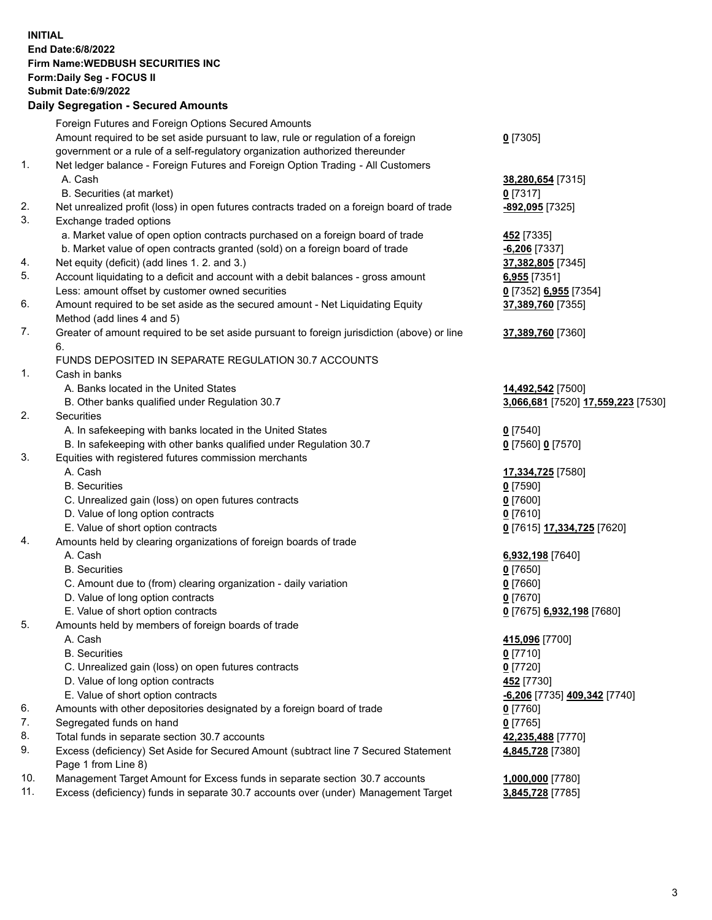**INITIAL**
**End Date:6/8/2022**
**Firm Name:WEDBUSH SECURITIES INC**
**Form:Daily Seg - FOCUS II**
**Submit Date:6/9/2022**

## Daily Segregation - Secured Amounts

| | | |
|---|---|---|
| | Foreign Futures and Foreign Options Secured Amounts | |
| | Amount required to be set aside pursuant to law, rule or regulation of a foreign government or a rule of a self-regulatory organization authorized thereunder | **0** [7305] |
| 1. | Net ledger balance - Foreign Futures and Foreign Option Trading - All Customers | |
| | A. Cash | **38,280,654** [7315] |
| | B. Securities (at market) | **0** [7317] |
| 2. | Net unrealized profit (loss) in open futures contracts traded on a foreign board of trade | **-892,095** [7325] |
| 3. | Exchange traded options | |
| | a. Market value of open option contracts purchased on a foreign board of trade | **452** [7335] |
| | b. Market value of open contracts granted (sold) on a foreign board of trade | **-6,206** [7337] |
| 4. | Net equity (deficit) (add lines 1. 2. and 3.) | **37,382,805** [7345] |
| 5. | Account liquidating to a deficit and account with a debit balances - gross amount | **6,955** [7351] |
| | Less: amount offset by customer owned securities | **0** [7352] **6,955** [7354] |
| 6. | Amount required to be set aside as the secured amount - Net Liquidating Equity Method (add lines 4 and 5) | **37,389,760** [7355] |
| 7. | Greater of amount required to be set aside pursuant to foreign jurisdiction (above) or line 6. | **37,389,760** [7360] |
| | FUNDS DEPOSITED IN SEPARATE REGULATION 30.7 ACCOUNTS | |
| 1. | Cash in banks | |
| | A. Banks located in the United States | **14,492,542** [7500] |
| | B. Other banks qualified under Regulation 30.7 | **3,066,681** [7520] **17,559,223** [7530] |
| 2. | Securities | |
| | A. In safekeeping with banks located in the United States | **0** [7540] |
| | B. In safekeeping with other banks qualified under Regulation 30.7 | **0** [7560] **0** [7570] |
| 3. | Equities with registered futures commission merchants | |
| | A. Cash | **17,334,725** [7580] |
| | B. Securities | **0** [7590] |
| | C. Unrealized gain (loss) on open futures contracts | **0** [7600] |
| | D. Value of long option contracts | **0** [7610] |
| | E. Value of short option contracts | **0** [7615] **17,334,725** [7620] |
| 4. | Amounts held by clearing organizations of foreign boards of trade | |
| | A. Cash | **6,932,198** [7640] |
| | B. Securities | **0** [7650] |
| | C. Amount due to (from) clearing organization - daily variation | **0** [7660] |
| | D. Value of long option contracts | **0** [7670] |
| | E. Value of short option contracts | **0** [7675] **6,932,198** [7680] |
| 5. | Amounts held by members of foreign boards of trade | |
| | A. Cash | **415,096** [7700] |
| | B. Securities | **0** [7710] |
| | C. Unrealized gain (loss) on open futures contracts | **0** [7720] |
| | D. Value of long option contracts | **452** [7730] |
| | E. Value of short option contracts | **-6,206** [7735] **409,342** [7740] |
| 6. | Amounts with other depositories designated by a foreign board of trade | **0** [7760] |
| 7. | Segregated funds on hand | **0** [7765] |
| 8. | Total funds in separate section 30.7 accounts | **42,235,488** [7770] |
| 9. | Excess (deficiency) Set Aside for Secured Amount (subtract line 7 Secured Statement Page 1 from Line 8) | **4,845,728** [7380] |
| 10. | Management Target Amount for Excess funds in separate section 30.7 accounts | **1,000,000** [7780] |
| 11. | Excess (deficiency) funds in separate 30.7 accounts over (under) Management Target | **3,845,728** [7785] |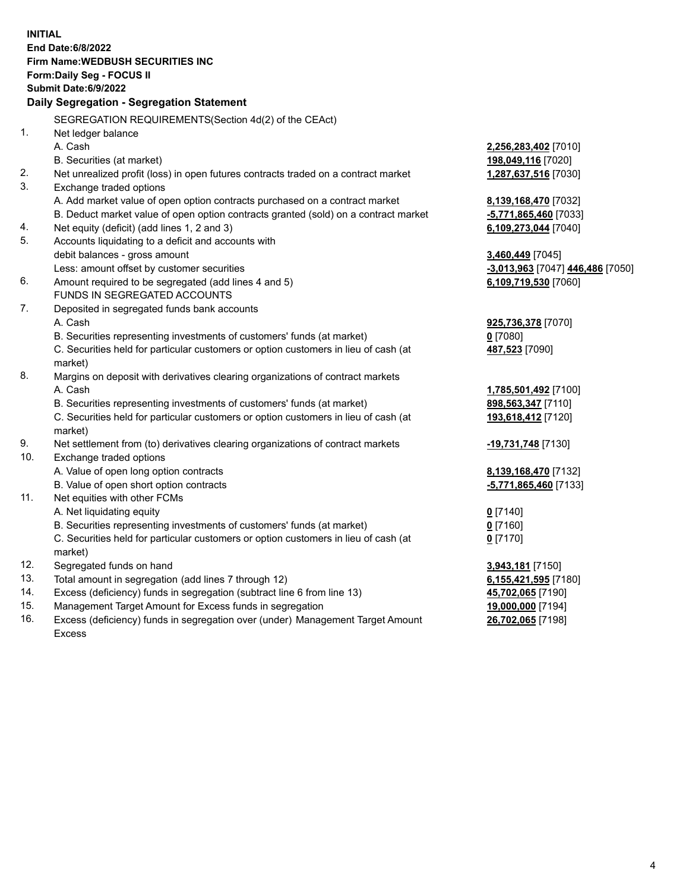**INITIAL**
**End Date:6/8/2022**
**Firm Name:WEDBUSH SECURITIES INC**
**Form:Daily Seg - FOCUS II**
**Submit Date:6/9/2022**

## Daily Segregation - Segregation Statement

| | | |
|---|---|---|
| | SEGREGATION REQUIREMENTS(Section 4d(2) of the CEAct) | |
| 1. | Net ledger balance | |
| | A. Cash | **2,256,283,402** [7010] |
| | B. Securities (at market) | **198,049,116** [7020] |
| 2. | Net unrealized profit (loss) in open futures contracts traded on a contract market | **1,287,637,516** [7030] |
| 3. | Exchange traded options | |
| | A. Add market value of open option contracts purchased on a contract market | **8,139,168,470** [7032] |
| | B. Deduct market value of open option contracts granted (sold) on a contract market | **-5,771,865,460** [7033] |
| 4. | Net equity (deficit) (add lines 1, 2 and 3) | **6,109,273,044** [7040] |
| 5. | Accounts liquidating to a deficit and accounts with debit balances - gross amount | **3,460,449** [7045] |
| | Less: amount offset by customer securities | **-3,013,963** [7047] **446,486** [7050] |
| 6. | Amount required to be segregated (add lines 4 and 5) | **6,109,719,530** [7060] |
| | FUNDS IN SEGREGATED ACCOUNTS | |
| 7. | Deposited in segregated funds bank accounts | |
| | A. Cash | **925,736,378** [7070] |
| | B. Securities representing investments of customers' funds (at market) | **0** [7080] |
| | C. Securities held for particular customers or option customers in lieu of cash (at market) | **487,523** [7090] |
| 8. | Margins on deposit with derivatives clearing organizations of contract markets | |
| | A. Cash | **1,785,501,492** [7100] |
| | B. Securities representing investments of customers' funds (at market) | **898,563,347** [7110] |
| | C. Securities held for particular customers or option customers in lieu of cash (at market) | **193,618,412** [7120] |
| 9. | Net settlement from (to) derivatives clearing organizations of contract markets | **-19,731,748** [7130] |
| 10. | Exchange traded options | |
| | A. Value of open long option contracts | **8,139,168,470** [7132] |
| | B. Value of open short option contracts | **-5,771,865,460** [7133] |
| 11. | Net equities with other FCMs | |
| | A. Net liquidating equity | **0** [7140] |
| | B. Securities representing investments of customers' funds (at market) | **0** [7160] |
| | C. Securities held for particular customers or option customers in lieu of cash (at market) | **0** [7170] |
| 12. | Segregated funds on hand | **3,943,181** [7150] |
| 13. | Total amount in segregation (add lines 7 through 12) | **6,155,421,595** [7180] |
| 14. | Excess (deficiency) funds in segregation (subtract line 6 from line 13) | **45,702,065** [7190] |
| 15. | Management Target Amount for Excess funds in segregation | **19,000,000** [7194] |
| 16. | Excess (deficiency) funds in segregation over (under) Management Target Amount Excess | **26,702,065** [7198] |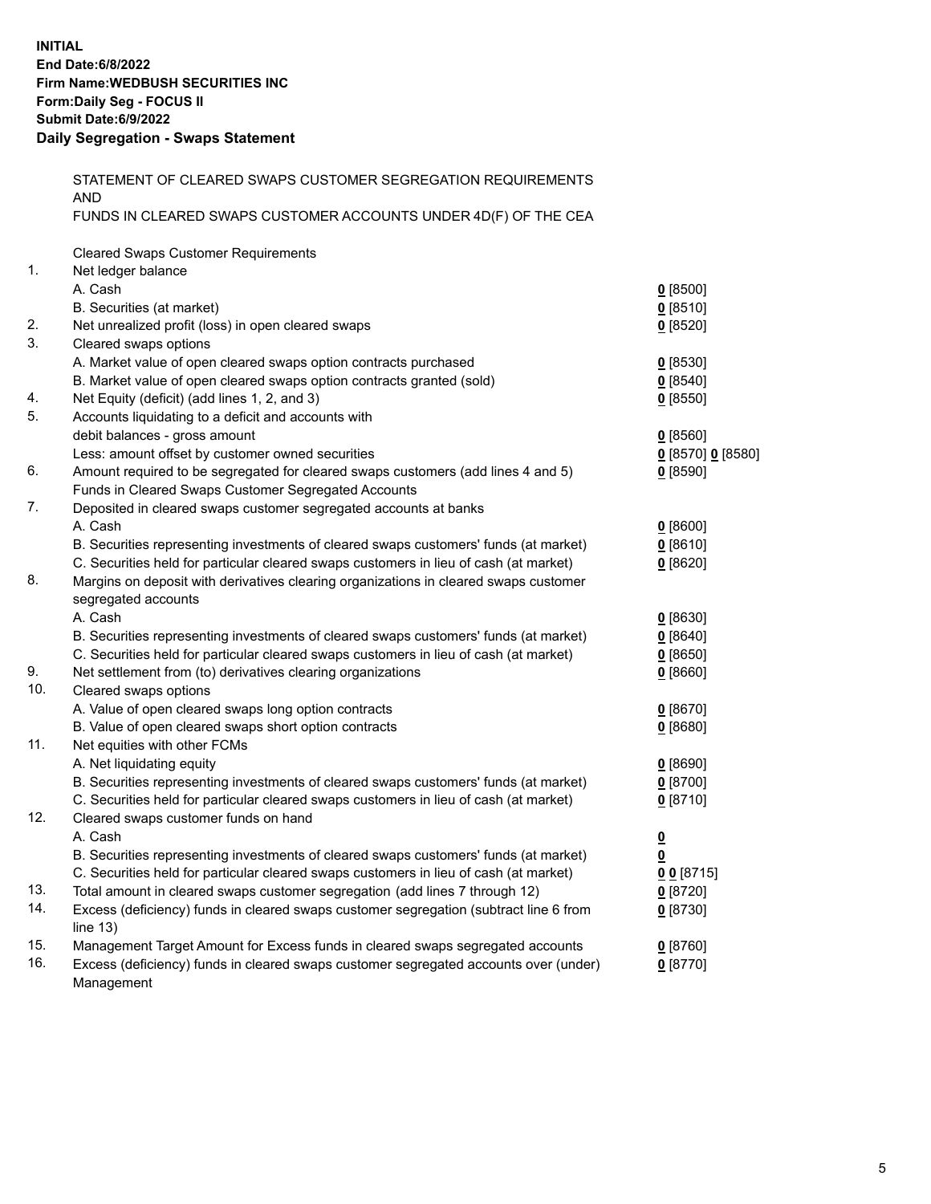**INITIAL**
**End Date:6/8/2022**
**Firm Name:WEDBUSH SECURITIES INC**
**Form:Daily Seg - FOCUS II**
**Submit Date:6/9/2022**
**Daily Segregation - Swaps Statement**

STATEMENT OF CLEARED SWAPS CUSTOMER SEGREGATION REQUIREMENTS AND
FUNDS IN CLEARED SWAPS CUSTOMER ACCOUNTS UNDER 4D(F) OF THE CEA

| | | |
|---|---|---|
| | Cleared Swaps Customer Requirements | |
| 1. | Net ledger balance | |
| | A. Cash | 0 [8500] |
| | B. Securities (at market) | 0 [8510] |
| 2. | Net unrealized profit (loss) in open cleared swaps | 0 [8520] |
| 3. | Cleared swaps options | |
| | A. Market value of open cleared swaps option contracts purchased | 0 [8530] |
| | B. Market value of open cleared swaps option contracts granted (sold) | 0 [8540] |
| 4. | Net Equity (deficit) (add lines 1, 2, and 3) | 0 [8550] |
| 5. | Accounts liquidating to a deficit and accounts with | |
| | debit balances - gross amount | 0 [8560] |
| | Less: amount offset by customer owned securities | 0 [8570] 0 [8580] |
| 6. | Amount required to be segregated for cleared swaps customers (add lines 4 and 5) | 0 [8590] |
| | Funds in Cleared Swaps Customer Segregated Accounts | |
| 7. | Deposited in cleared swaps customer segregated accounts at banks | |
| | A. Cash | 0 [8600] |
| | B. Securities representing investments of cleared swaps customers' funds (at market) | 0 [8610] |
| | C. Securities held for particular cleared swaps customers in lieu of cash (at market) | 0 [8620] |
| 8. | Margins on deposit with derivatives clearing organizations in cleared swaps customer segregated accounts | |
| | A. Cash | 0 [8630] |
| | B. Securities representing investments of cleared swaps customers' funds (at market) | 0 [8640] |
| | C. Securities held for particular cleared swaps customers in lieu of cash (at market) | 0 [8650] |
| 9. | Net settlement from (to) derivatives clearing organizations | 0 [8660] |
| 10. | Cleared swaps options | |
| | A. Value of open cleared swaps long option contracts | 0 [8670] |
| | B. Value of open cleared swaps short option contracts | 0 [8680] |
| 11. | Net equities with other FCMs | |
| | A. Net liquidating equity | 0 [8690] |
| | B. Securities representing investments of cleared swaps customers' funds (at market) | 0 [8700] |
| | C. Securities held for particular cleared swaps customers in lieu of cash (at market) | 0 [8710] |
| 12. | Cleared swaps customer funds on hand | |
| | A. Cash | 0 |
| | B. Securities representing investments of cleared swaps customers' funds (at market) | 0 |
| | C. Securities held for particular cleared swaps customers in lieu of cash (at market) | 0 0 [8715] |
| 13. | Total amount in cleared swaps customer segregation (add lines 7 through 12) | 0 [8720] |
| 14. | Excess (deficiency) funds in cleared swaps customer segregation (subtract line 6 from line 13) | 0 [8730] |
| 15. | Management Target Amount for Excess funds in cleared swaps segregated accounts | 0 [8760] |
| 16. | Excess (deficiency) funds in cleared swaps customer segregated accounts over (under) Management | 0 [8770] |